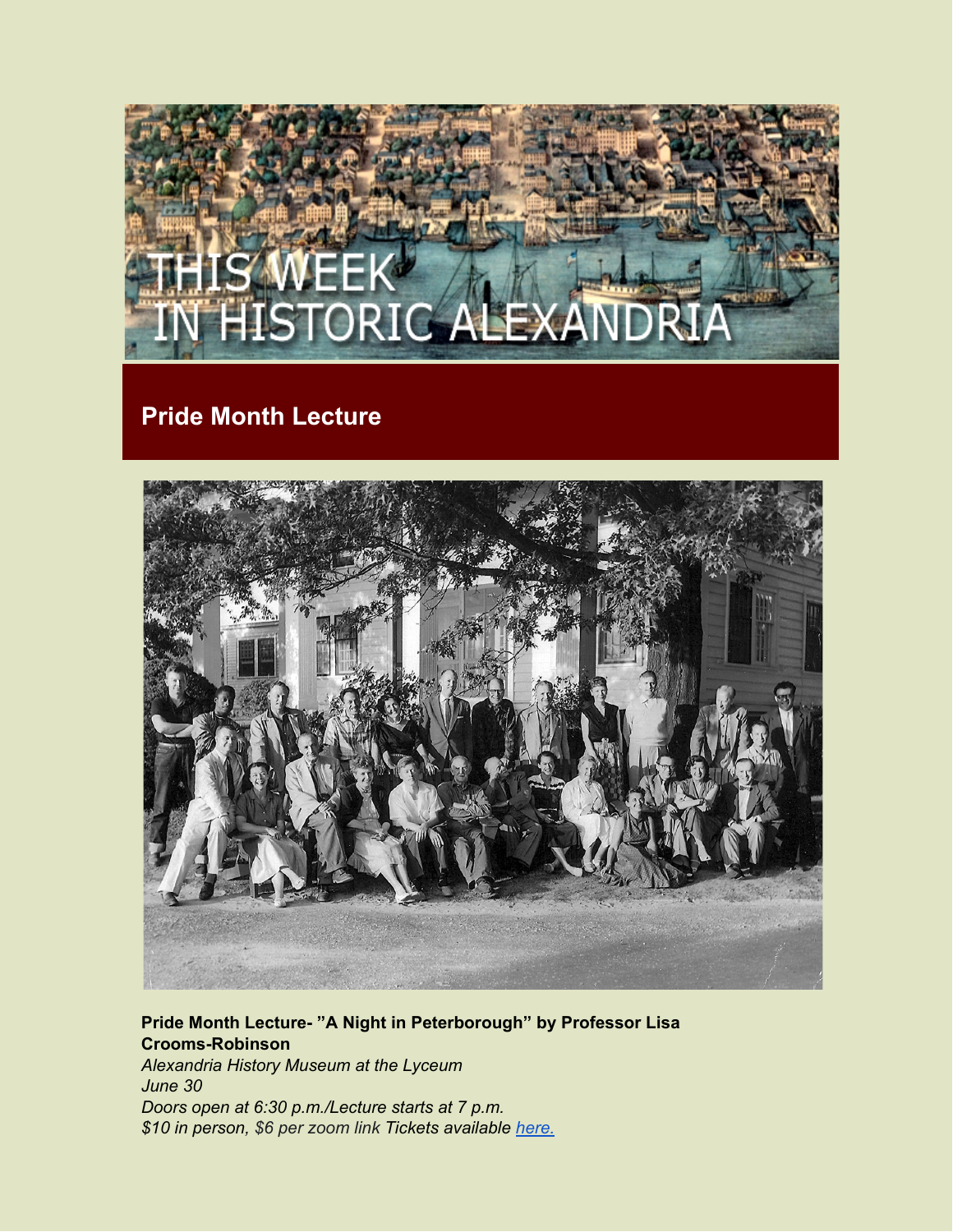# THIS WEEK IN HISTORIC ALEXANDRIA

## Pride Month Lecture

**Pride Month Lecture- "A Night in Peterborough" by Professor Lisa Crooms-Robinson**
*Alexandria History Museum at the Lyceum*
*June 30*
*Doors open at 6:30 p.m./Lecture starts at 7 p.m.*
*$10 in person, $6 per zoom link Tickets available [here.](#)*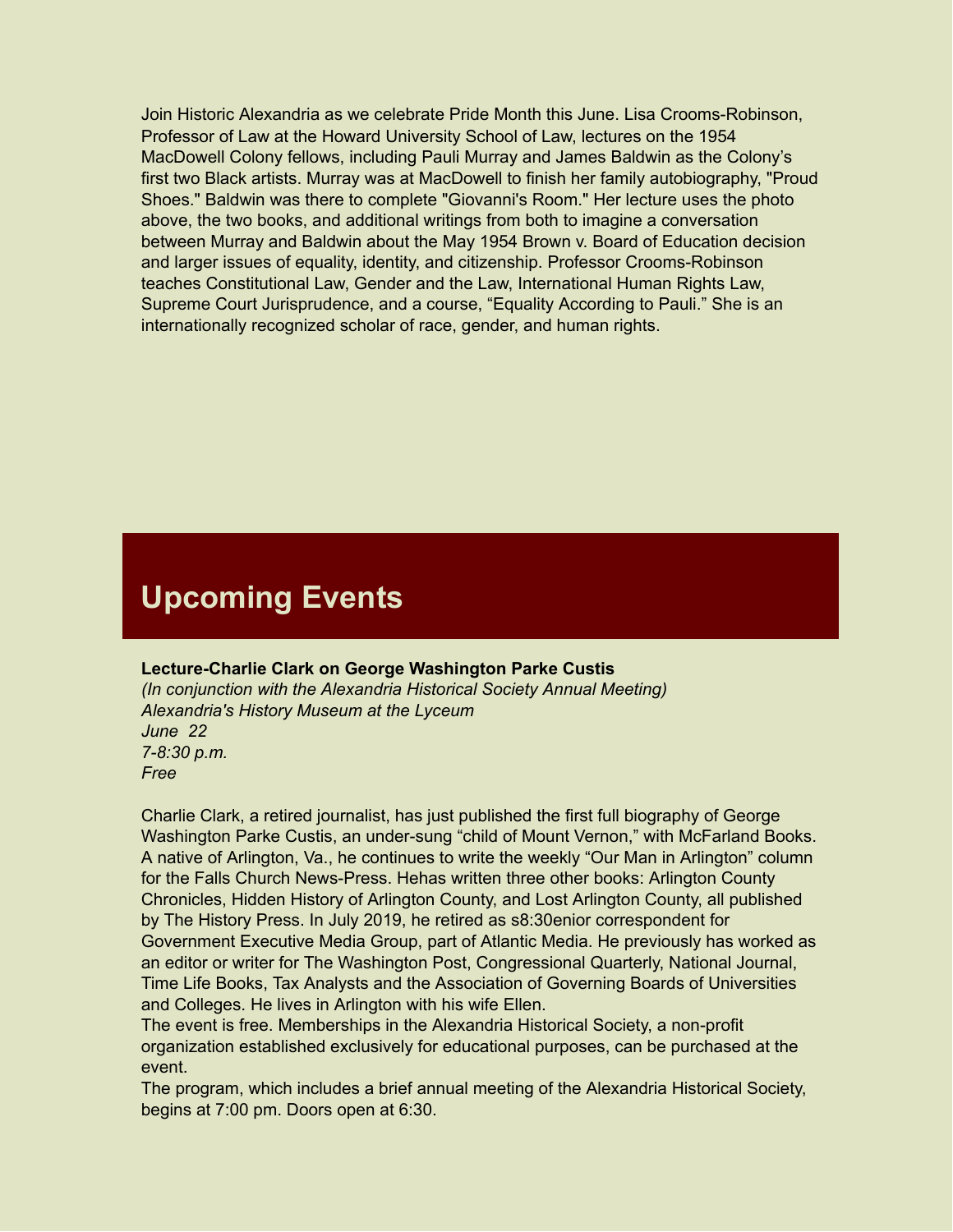Join Historic Alexandria as we celebrate Pride Month this June. Lisa Crooms-Robinson, Professor of Law at the Howard University School of Law, lectures on the 1954 MacDowell Colony fellows, including Pauli Murray and James Baldwin as the Colony's first two Black artists. Murray was at MacDowell to finish her family autobiography, "Proud Shoes." Baldwin was there to complete "Giovanni's Room." Her lecture uses the photo above, the two books, and additional writings from both to imagine a conversation between Murray and Baldwin about the May 1954 Brown v. Board of Education decision and larger issues of equality, identity, and citizenship. Professor Crooms-Robinson teaches Constitutional Law, Gender and the Law, International Human Rights Law, Supreme Court Jurisprudence, and a course, "Equality According to Pauli." She is an internationally recognized scholar of race, gender, and human rights.

## Upcoming Events

**Lecture-Charlie Clark on George Washington Parke Custis**
*(In conjunction with the Alexandria Historical Society Annual Meeting)*
*Alexandria's History Museum at the Lyceum*
*June 22*
*7-8:30 p.m.*
*Free*

Charlie Clark, a retired journalist, has just published the first full biography of George Washington Parke Custis, an under-sung "child of Mount Vernon," with McFarland Books. A native of Arlington, Va., he continues to write the weekly "Our Man in Arlington" column for the Falls Church News-Press. Hehas written three other books: Arlington County Chronicles, Hidden History of Arlington County, and Lost Arlington County, all published by The History Press. In July 2019, he retired as s8:30enior correspondent for Government Executive Media Group, part of Atlantic Media. He previously has worked as an editor or writer for The Washington Post, Congressional Quarterly, National Journal, Time Life Books, Tax Analysts and the Association of Governing Boards of Universities and Colleges. He lives in Arlington with his wife Ellen.
The event is free. Memberships in the Alexandria Historical Society, a non-profit organization established exclusively for educational purposes, can be purchased at the event.
The program, which includes a brief annual meeting of the Alexandria Historical Society, begins at 7:00 pm. Doors open at 6:30.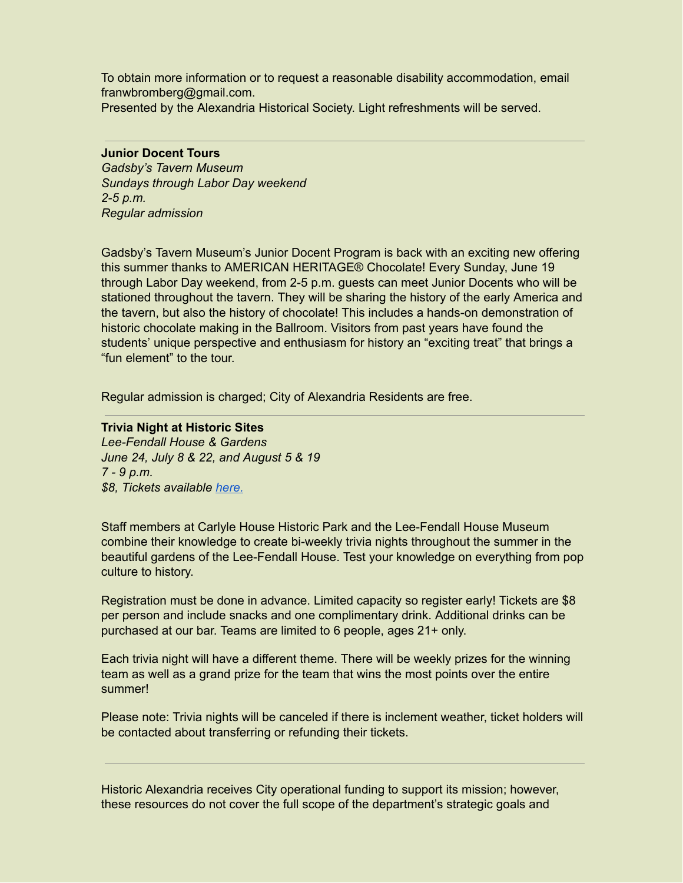To obtain more information or to request a reasonable disability accommodation, email franwbromberg@gmail.com.
Presented by the Alexandria Historical Society. Light refreshments will be served.

---

**Junior Docent Tours**
*Gadsby's Tavern Museum*
*Sundays through Labor Day weekend*
*2-5 p.m.*
*Regular admission*

Gadsby's Tavern Museum's Junior Docent Program is back with an exciting new offering this summer thanks to AMERICAN HERITAGE® Chocolate! Every Sunday, June 19 through Labor Day weekend, from 2-5 p.m. guests can meet Junior Docents who will be stationed throughout the tavern. They will be sharing the history of the early America and the tavern, but also the history of chocolate! This includes a hands-on demonstration of historic chocolate making in the Ballroom. Visitors from past years have found the students' unique perspective and enthusiasm for history an "exciting treat" that brings a "fun element" to the tour.

Regular admission is charged; City of Alexandria Residents are free.

---

**Trivia Night at Historic Sites**
*Lee-Fendall House & Gardens*
*June 24, July 8 & 22, and August 5 & 19*
*7 - 9 p.m.*
*$8, Tickets available [here.]()*

Staff members at Carlyle House Historic Park and the Lee-Fendall House Museum combine their knowledge to create bi-weekly trivia nights throughout the summer in the beautiful gardens of the Lee-Fendall House. Test your knowledge on everything from pop culture to history.

Registration must be done in advance. Limited capacity so register early! Tickets are $8 per person and include snacks and one complimentary drink. Additional drinks can be purchased at our bar. Teams are limited to 6 people, ages 21+ only.

Each trivia night will have a different theme. There will be weekly prizes for the winning team as well as a grand prize for the team that wins the most points over the entire summer!

Please note: Trivia nights will be canceled if there is inclement weather, ticket holders will be contacted about transferring or refunding their tickets.

---

Historic Alexandria receives City operational funding to support its mission; however, these resources do not cover the full scope of the department's strategic goals and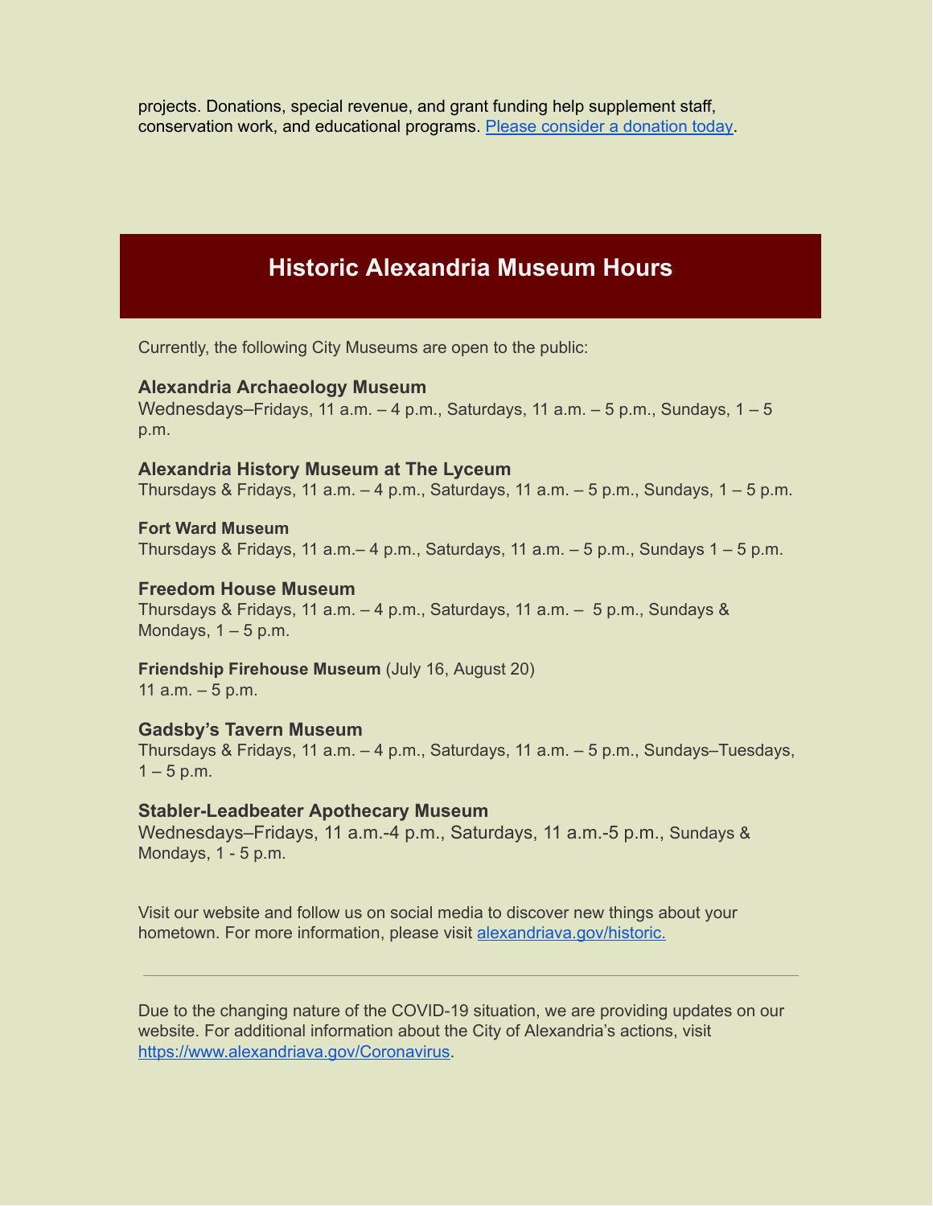projects. Donations, special revenue, and grant funding help supplement staff, conservation work, and educational programs. [Please consider a donation today](#).

## Historic Alexandria Museum Hours

Currently, the following City Museums are open to the public:

**Alexandria Archaeology Museum**
Wednesdays–Fridays, 11 a.m. – 4 p.m., Saturdays, 11 a.m. – 5 p.m., Sundays, 1 – 5 p.m.

**Alexandria History Museum at The Lyceum**
Thursdays & Fridays, 11 a.m. – 4 p.m., Saturdays, 11 a.m. – 5 p.m., Sundays, 1 – 5 p.m.

**Fort Ward Museum**
Thursdays & Fridays, 11 a.m.– 4 p.m., Saturdays, 11 a.m. – 5 p.m., Sundays 1 – 5 p.m.

**Freedom House Museum**
Thursdays & Fridays, 11 a.m. – 4 p.m., Saturdays, 11 a.m. – 5 p.m., Sundays & Mondays, 1 – 5 p.m.

**Friendship Firehouse Museum** (July 16, August 20)
11 a.m. – 5 p.m.

**Gadsby's Tavern Museum**
Thursdays & Fridays, 11 a.m. – 4 p.m., Saturdays, 11 a.m. – 5 p.m., Sundays–Tuesdays, 1 – 5 p.m.

**Stabler-Leadbeater Apothecary Museum**
Wednesdays–Fridays, 11 a.m.-4 p.m., Saturdays, 11 a.m.-5 p.m., Sundays & Mondays, 1 - 5 p.m.

Visit our website and follow us on social media to discover new things about your hometown. For more information, please visit [alexandriava.gov/historic.](#)

---

Due to the changing nature of the COVID-19 situation, we are providing updates on our website. For additional information about the City of Alexandria's actions, visit [https://www.alexandriava.gov/Coronavirus](https://www.alexandriava.gov/Coronavirus).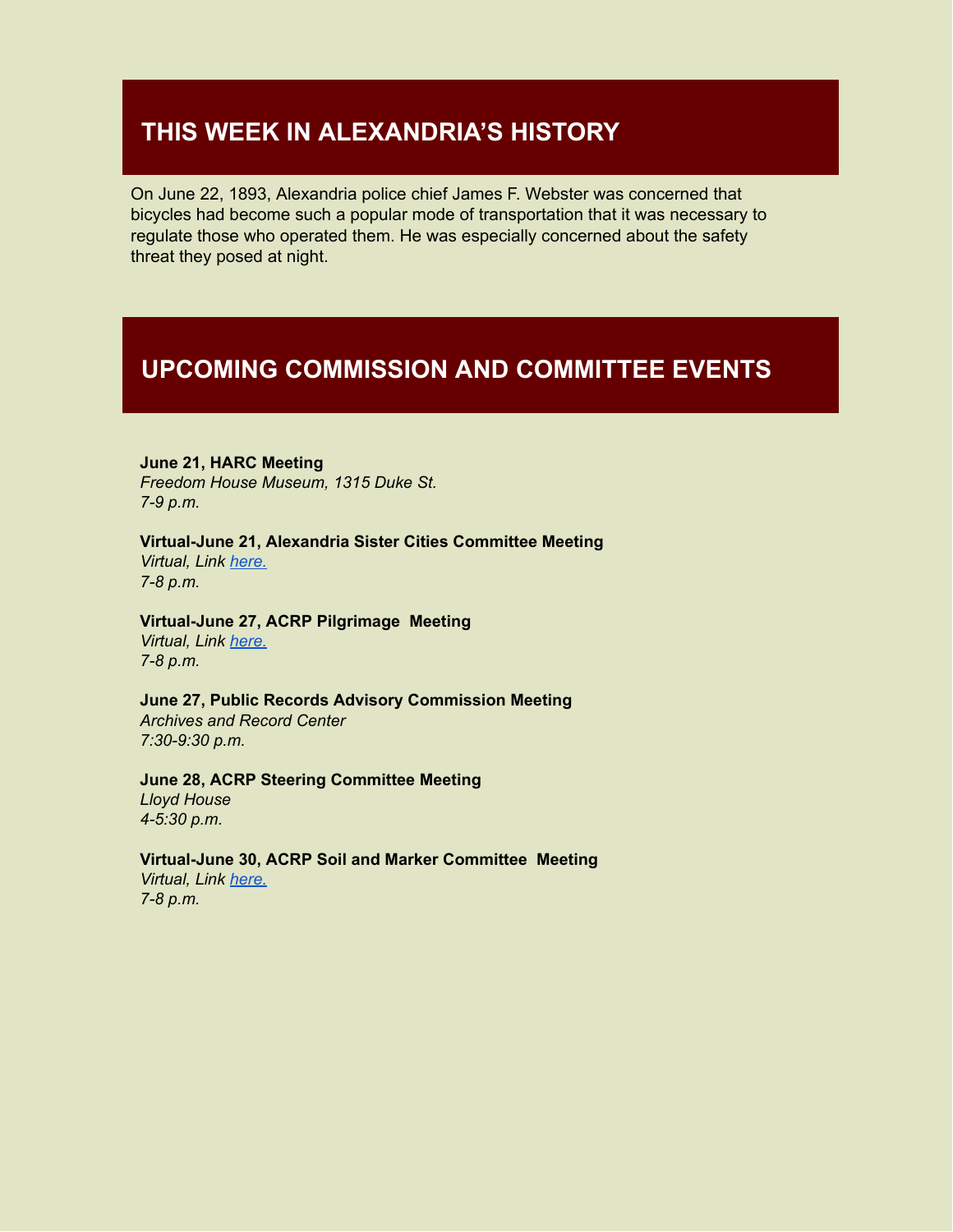## THIS WEEK IN ALEXANDRIA'S HISTORY

On June 22, 1893, Alexandria police chief James F. Webster was concerned that bicycles had become such a popular mode of transportation that it was necessary to regulate those who operated them. He was especially concerned about the safety threat they posed at night.

## UPCOMING COMMISSION AND COMMITTEE EVENTS

**June 21, HARC Meeting**
*Freedom House Museum, 1315 Duke St.*
*7-9 p.m.*

**Virtual-June 21, Alexandria Sister Cities Committee Meeting**
*Virtual, Link here.*
*7-8 p.m.*

**Virtual-June 27, ACRP Pilgrimage Meeting**
*Virtual, Link here.*
*7-8 p.m.*

**June 27, Public Records Advisory Commission Meeting**
*Archives and Record Center*
*7:30-9:30 p.m.*

**June 28, ACRP Steering Committee Meeting**
*Lloyd House*
*4-5:30 p.m.*

**Virtual-June 30, ACRP Soil and Marker Committee Meeting**
*Virtual, Link here.*
*7-8 p.m.*